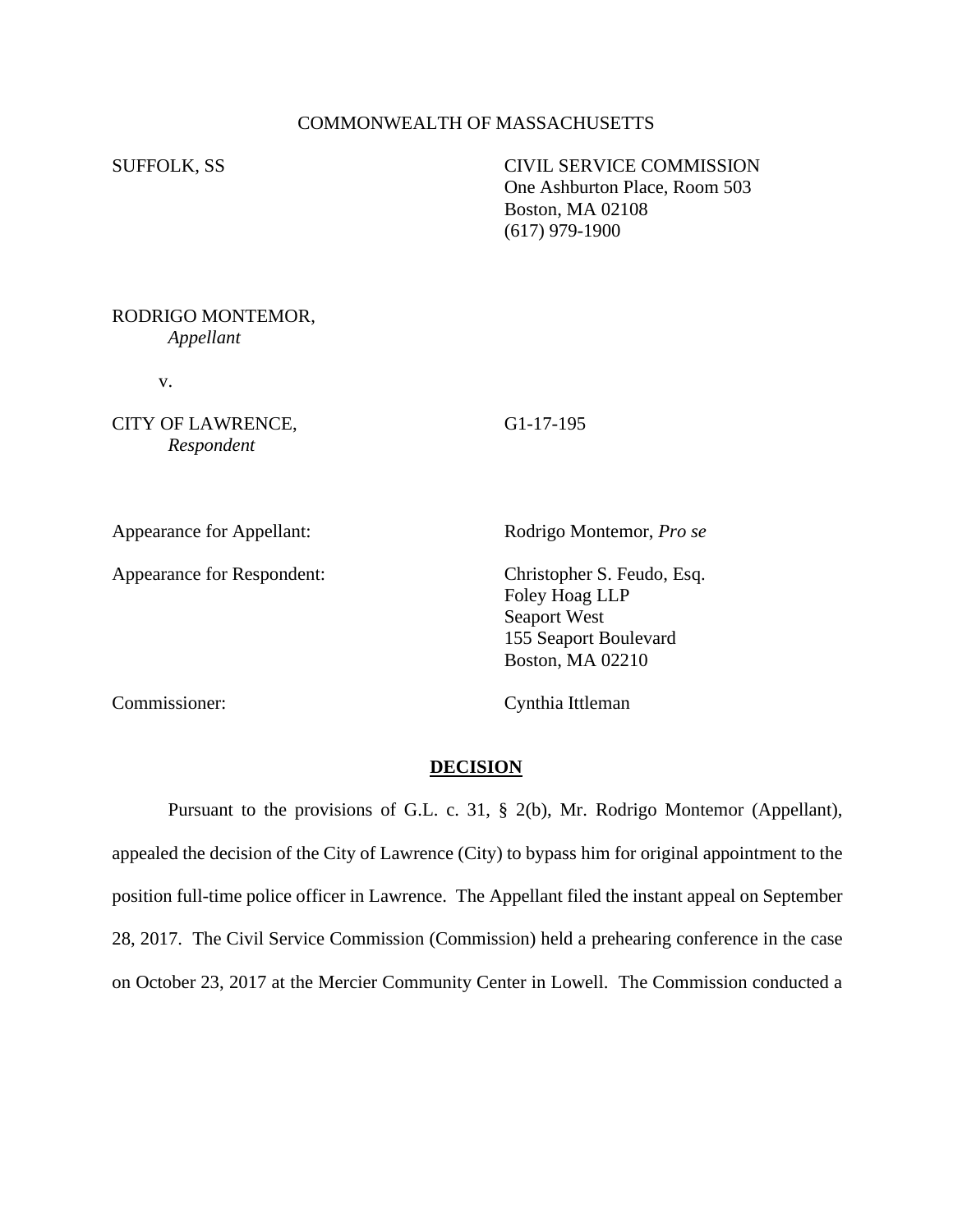COMMONWEALTH OF MASSACHUSETTS

SUFFOLK, SS

CIVIL SERVICE COMMISSION
One Ashburton Place, Room 503
Boston, MA 02108
(617) 979-1900

RODRIGO MONTEMOR,
*Appellant*

v.

CITY OF LAWRENCE,
*Respondent*

G1-17-195

Appearance for Appellant: Rodrigo Montemor, *Pro se*

Appearance for Respondent: Christopher S. Feudo, Esq.
Foley Hoag LLP
Seaport West
155 Seaport Boulevard
Boston, MA 02210

Commissioner: Cynthia Ittleman

## DECISION

Pursuant to the provisions of G.L. c. 31, § 2(b), Mr. Rodrigo Montemor (Appellant), appealed the decision of the City of Lawrence (City) to bypass him for original appointment to the position full-time police officer in Lawrence. The Appellant filed the instant appeal on September 28, 2017. The Civil Service Commission (Commission) held a prehearing conference in the case on October 23, 2017 at the Mercier Community Center in Lowell. The Commission conducted a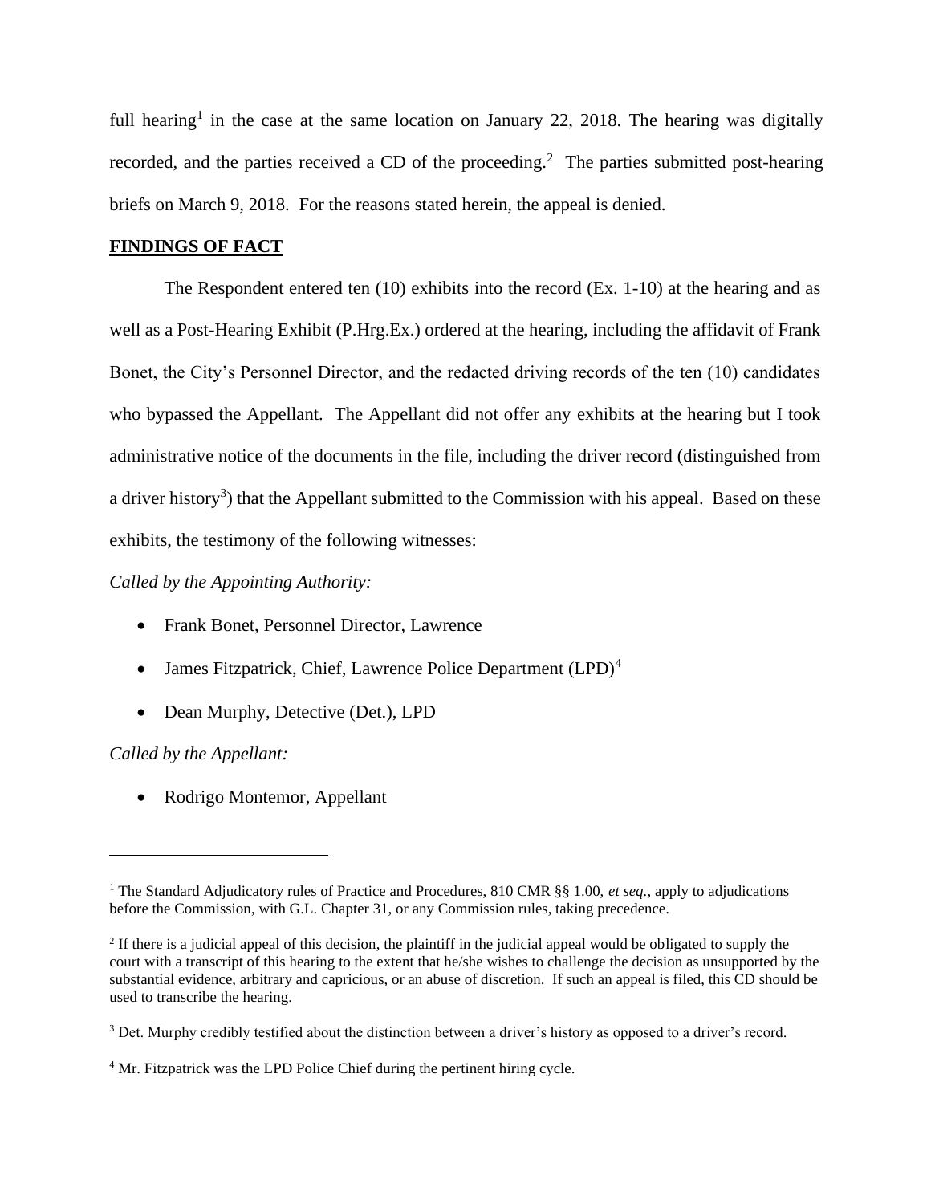full hearing[1] in the case at the same location on January 22, 2018. The hearing was digitally recorded, and the parties received a CD of the proceeding.[2] The parties submitted post-hearing briefs on March 9, 2018. For the reasons stated herein, the appeal is denied.

## FINDINGS OF FACT

The Respondent entered ten (10) exhibits into the record (Ex. 1-10) at the hearing and as well as a Post-Hearing Exhibit (P.Hrg.Ex.) ordered at the hearing, including the affidavit of Frank Bonet, the City's Personnel Director, and the redacted driving records of the ten (10) candidates who bypassed the Appellant. The Appellant did not offer any exhibits at the hearing but I took administrative notice of the documents in the file, including the driver record (distinguished from a driver history[3]) that the Appellant submitted to the Commission with his appeal. Based on these exhibits, the testimony of the following witnesses:

*Called by the Appointing Authority:*

- Frank Bonet, Personnel Director, Lawrence
- James Fitzpatrick, Chief, Lawrence Police Department (LPD)[4]
- Dean Murphy, Detective (Det.), LPD

*Called by the Appellant:*

- Rodrigo Montemor, Appellant

---

[1] The Standard Adjudicatory rules of Practice and Procedures, 810 CMR §§ 1.00, *et seq.*, apply to adjudications before the Commission, with G.L. Chapter 31, or any Commission rules, taking precedence.

[2] If there is a judicial appeal of this decision, the plaintiff in the judicial appeal would be obligated to supply the court with a transcript of this hearing to the extent that he/she wishes to challenge the decision as unsupported by the substantial evidence, arbitrary and capricious, or an abuse of discretion. If such an appeal is filed, this CD should be used to transcribe the hearing.

[3] Det. Murphy credibly testified about the distinction between a driver's history as opposed to a driver's record.

[4] Mr. Fitzpatrick was the LPD Police Chief during the pertinent hiring cycle.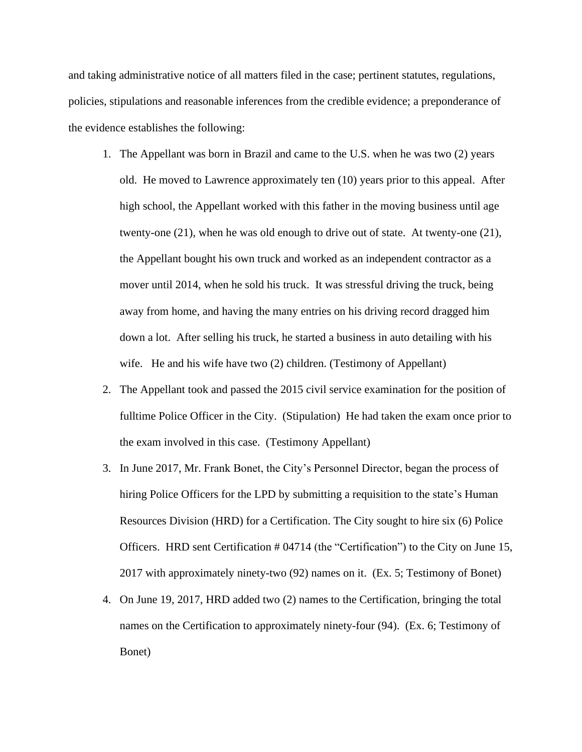and taking administrative notice of all matters filed in the case; pertinent statutes, regulations, policies, stipulations and reasonable inferences from the credible evidence; a preponderance of the evidence establishes the following:

1. The Appellant was born in Brazil and came to the U.S. when he was two (2) years old. He moved to Lawrence approximately ten (10) years prior to this appeal. After high school, the Appellant worked with this father in the moving business until age twenty-one (21), when he was old enough to drive out of state. At twenty-one (21), the Appellant bought his own truck and worked as an independent contractor as a mover until 2014, when he sold his truck. It was stressful driving the truck, being away from home, and having the many entries on his driving record dragged him down a lot. After selling his truck, he started a business in auto detailing with his wife. He and his wife have two (2) children. (Testimony of Appellant)
2. The Appellant took and passed the 2015 civil service examination for the position of fulltime Police Officer in the City. (Stipulation) He had taken the exam once prior to the exam involved in this case. (Testimony Appellant)
3. In June 2017, Mr. Frank Bonet, the City's Personnel Director, began the process of hiring Police Officers for the LPD by submitting a requisition to the state's Human Resources Division (HRD) for a Certification. The City sought to hire six (6) Police Officers. HRD sent Certification # 04714 (the "Certification") to the City on June 15, 2017 with approximately ninety-two (92) names on it. (Ex. 5; Testimony of Bonet)
4. On June 19, 2017, HRD added two (2) names to the Certification, bringing the total names on the Certification to approximately ninety-four (94). (Ex. 6; Testimony of Bonet)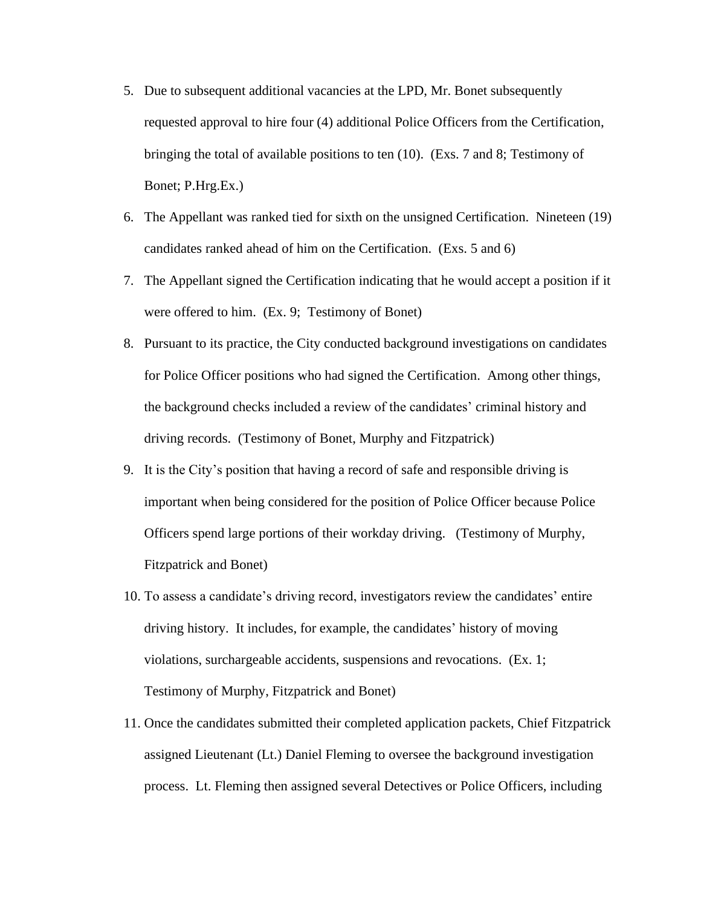5. Due to subsequent additional vacancies at the LPD, Mr. Bonet subsequently requested approval to hire four (4) additional Police Officers from the Certification, bringing the total of available positions to ten (10). (Exs. 7 and 8; Testimony of Bonet; P.Hrg.Ex.)

6. The Appellant was ranked tied for sixth on the unsigned Certification. Nineteen (19) candidates ranked ahead of him on the Certification. (Exs. 5 and 6)

7. The Appellant signed the Certification indicating that he would accept a position if it were offered to him. (Ex. 9; Testimony of Bonet)

8. Pursuant to its practice, the City conducted background investigations on candidates for Police Officer positions who had signed the Certification. Among other things, the background checks included a review of the candidates' criminal history and driving records. (Testimony of Bonet, Murphy and Fitzpatrick)

9. It is the City's position that having a record of safe and responsible driving is important when being considered for the position of Police Officer because Police Officers spend large portions of their workday driving. (Testimony of Murphy, Fitzpatrick and Bonet)

10. To assess a candidate's driving record, investigators review the candidates' entire driving history. It includes, for example, the candidates' history of moving violations, surchargeable accidents, suspensions and revocations. (Ex. 1; Testimony of Murphy, Fitzpatrick and Bonet)

11. Once the candidates submitted their completed application packets, Chief Fitzpatrick assigned Lieutenant (Lt.) Daniel Fleming to oversee the background investigation process. Lt. Fleming then assigned several Detectives or Police Officers, including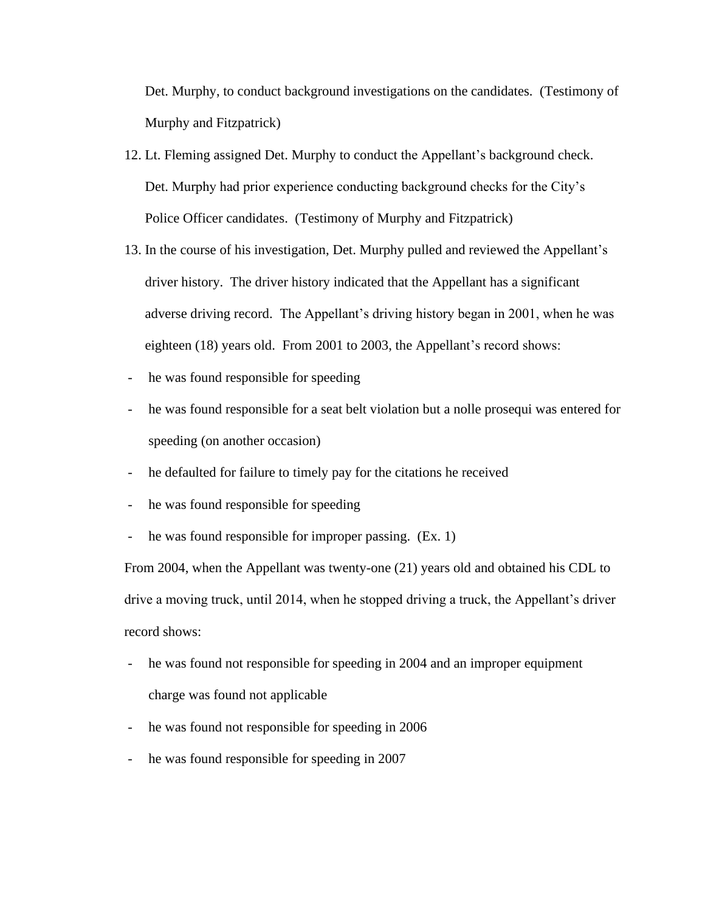Det. Murphy, to conduct background investigations on the candidates. (Testimony of Murphy and Fitzpatrick)

12. Lt. Fleming assigned Det. Murphy to conduct the Appellant's background check. Det. Murphy had prior experience conducting background checks for the City's Police Officer candidates. (Testimony of Murphy and Fitzpatrick)

13. In the course of his investigation, Det. Murphy pulled and reviewed the Appellant's driver history. The driver history indicated that the Appellant has a significant adverse driving record. The Appellant's driving history began in 2001, when he was eighteen (18) years old. From 2001 to 2003, the Appellant's record shows:

- he was found responsible for speeding
- he was found responsible for a seat belt violation but a nolle prosequi was entered for speeding (on another occasion)
- he defaulted for failure to timely pay for the citations he received
- he was found responsible for speeding
- he was found responsible for improper passing. (Ex. 1)

From 2004, when the Appellant was twenty-one (21) years old and obtained his CDL to drive a moving truck, until 2014, when he stopped driving a truck, the Appellant's driver record shows:

- he was found not responsible for speeding in 2004 and an improper equipment charge was found not applicable
- he was found not responsible for speeding in 2006
- he was found responsible for speeding in 2007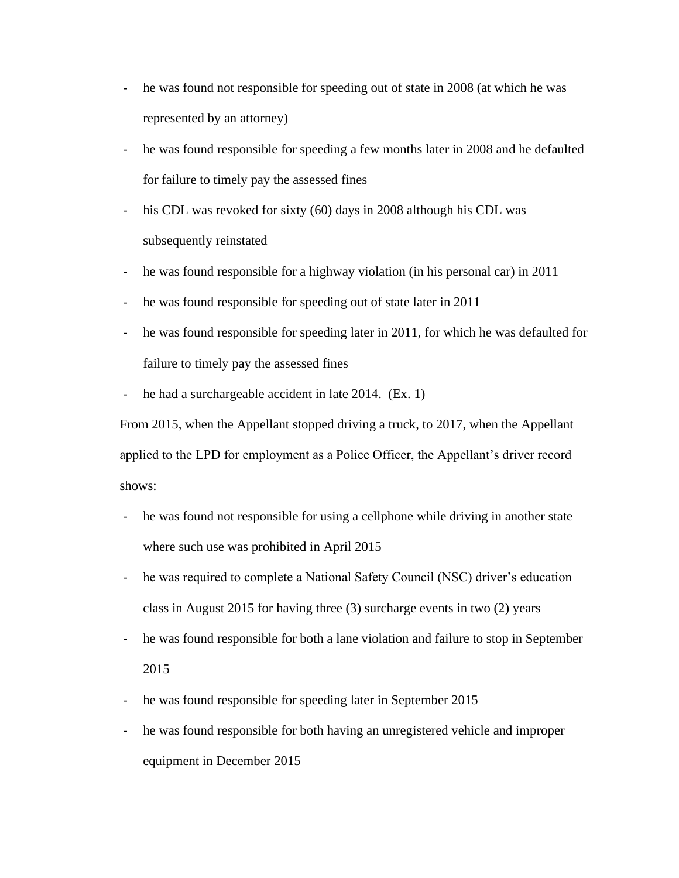- he was found not responsible for speeding out of state in 2008 (at which he was represented by an attorney)
- he was found responsible for speeding a few months later in 2008 and he defaulted for failure to timely pay the assessed fines
- his CDL was revoked for sixty (60) days in 2008 although his CDL was subsequently reinstated
- he was found responsible for a highway violation (in his personal car) in 2011
- he was found responsible for speeding out of state later in 2011
- he was found responsible for speeding later in 2011, for which he was defaulted for failure to timely pay the assessed fines
- he had a surchargeable accident in late 2014. (Ex. 1)

From 2015, when the Appellant stopped driving a truck, to 2017, when the Appellant applied to the LPD for employment as a Police Officer, the Appellant's driver record shows:

- he was found not responsible for using a cellphone while driving in another state where such use was prohibited in April 2015
- he was required to complete a National Safety Council (NSC) driver's education class in August 2015 for having three (3) surcharge events in two (2) years
- he was found responsible for both a lane violation and failure to stop in September 2015
- he was found responsible for speeding later in September 2015
- he was found responsible for both having an unregistered vehicle and improper equipment in December 2015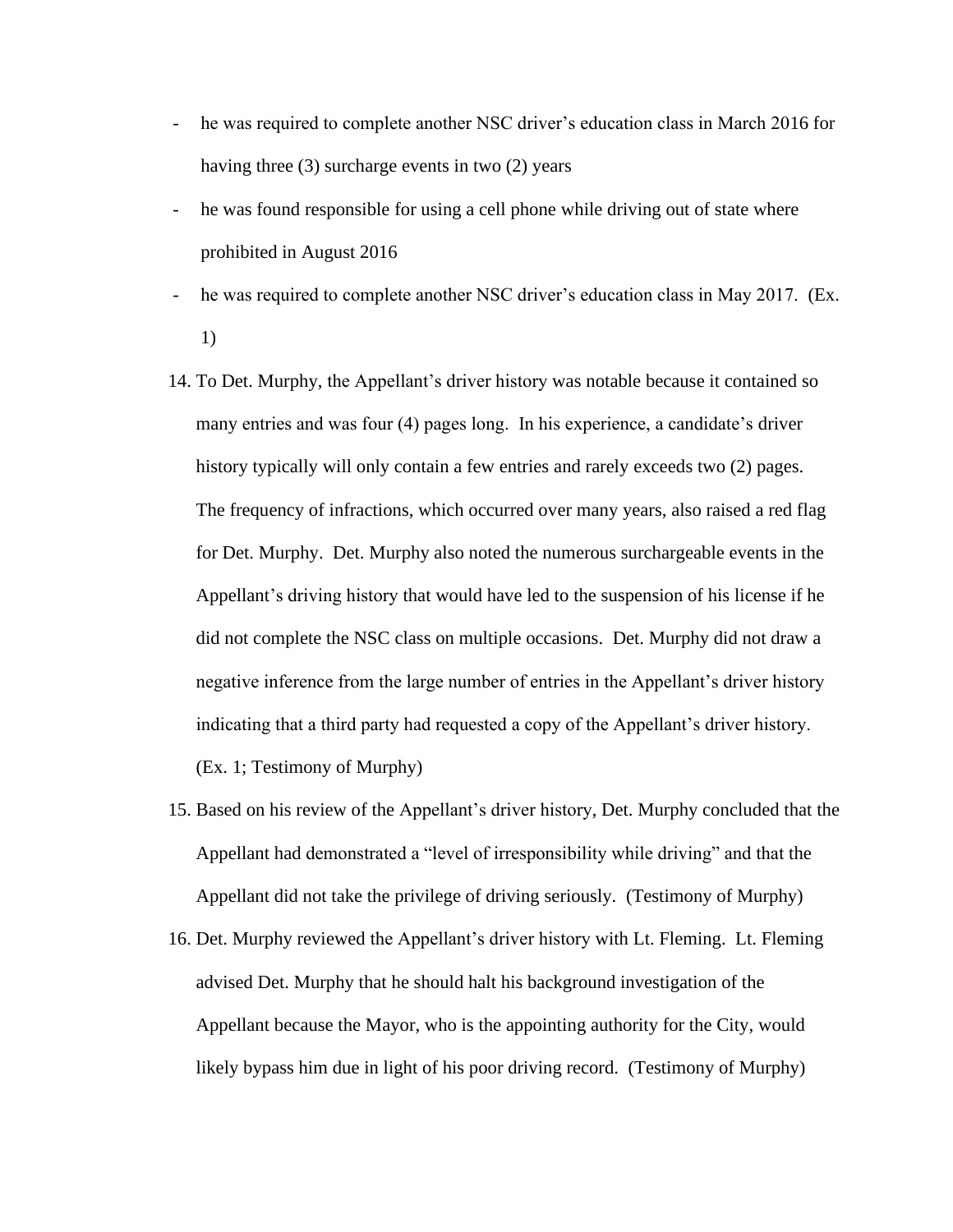- he was required to complete another NSC driver's education class in March 2016 for having three (3) surcharge events in two (2) years
- he was found responsible for using a cell phone while driving out of state where prohibited in August 2016
- he was required to complete another NSC driver's education class in May 2017. (Ex. 1)

14. To Det. Murphy, the Appellant's driver history was notable because it contained so many entries and was four (4) pages long. In his experience, a candidate's driver history typically will only contain a few entries and rarely exceeds two (2) pages. The frequency of infractions, which occurred over many years, also raised a red flag for Det. Murphy. Det. Murphy also noted the numerous surchargeable events in the Appellant's driving history that would have led to the suspension of his license if he did not complete the NSC class on multiple occasions. Det. Murphy did not draw a negative inference from the large number of entries in the Appellant's driver history indicating that a third party had requested a copy of the Appellant's driver history. (Ex. 1; Testimony of Murphy)
15. Based on his review of the Appellant's driver history, Det. Murphy concluded that the Appellant had demonstrated a "level of irresponsibility while driving" and that the Appellant did not take the privilege of driving seriously. (Testimony of Murphy)
16. Det. Murphy reviewed the Appellant's driver history with Lt. Fleming. Lt. Fleming advised Det. Murphy that he should halt his background investigation of the Appellant because the Mayor, who is the appointing authority for the City, would likely bypass him due in light of his poor driving record. (Testimony of Murphy)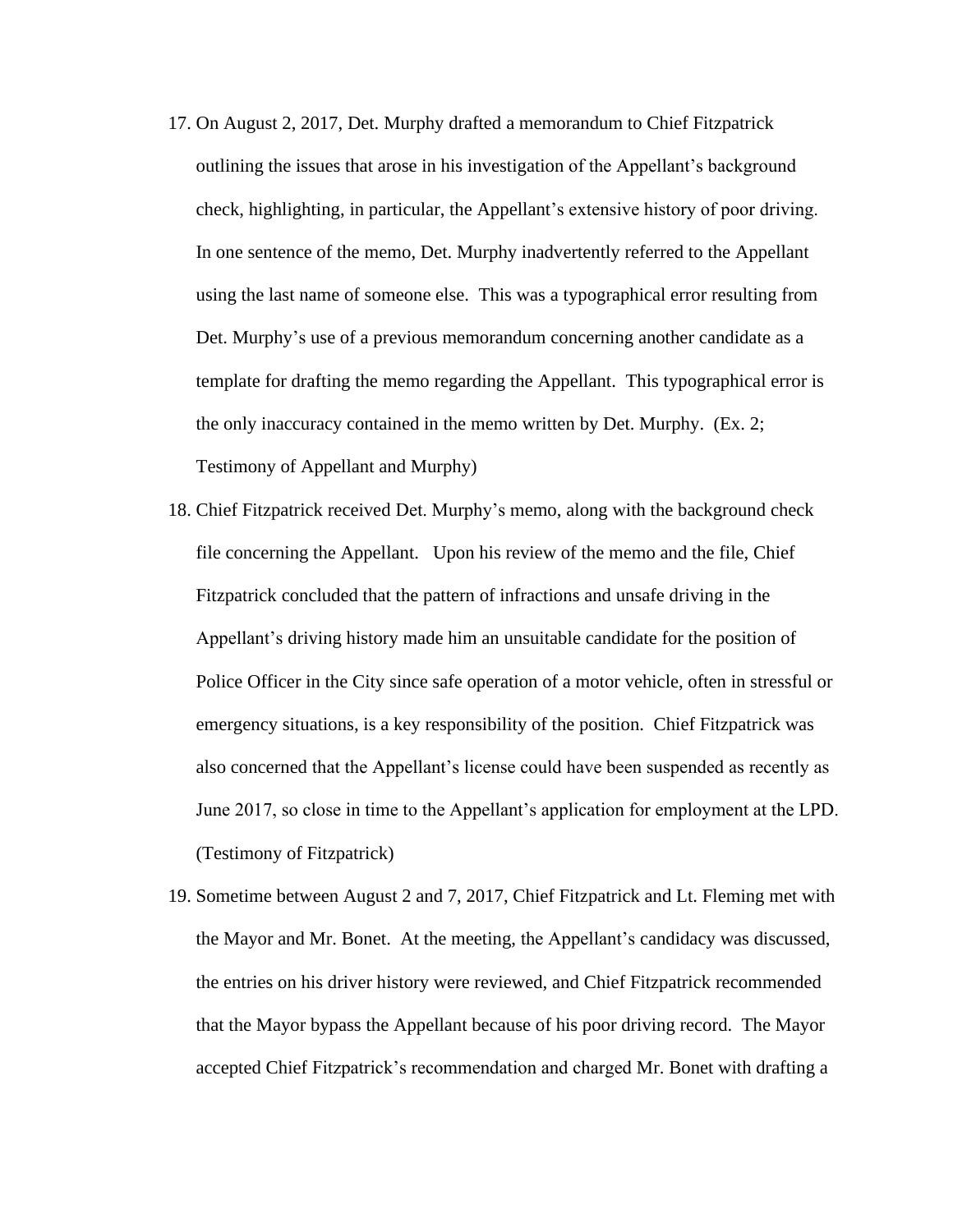17. On August 2, 2017, Det. Murphy drafted a memorandum to Chief Fitzpatrick outlining the issues that arose in his investigation of the Appellant's background check, highlighting, in particular, the Appellant's extensive history of poor driving. In one sentence of the memo, Det. Murphy inadvertently referred to the Appellant using the last name of someone else. This was a typographical error resulting from Det. Murphy's use of a previous memorandum concerning another candidate as a template for drafting the memo regarding the Appellant. This typographical error is the only inaccuracy contained in the memo written by Det. Murphy. (Ex. 2; Testimony of Appellant and Murphy)

18. Chief Fitzpatrick received Det. Murphy's memo, along with the background check file concerning the Appellant. Upon his review of the memo and the file, Chief Fitzpatrick concluded that the pattern of infractions and unsafe driving in the Appellant's driving history made him an unsuitable candidate for the position of Police Officer in the City since safe operation of a motor vehicle, often in stressful or emergency situations, is a key responsibility of the position. Chief Fitzpatrick was also concerned that the Appellant's license could have been suspended as recently as June 2017, so close in time to the Appellant's application for employment at the LPD. (Testimony of Fitzpatrick)

19. Sometime between August 2 and 7, 2017, Chief Fitzpatrick and Lt. Fleming met with the Mayor and Mr. Bonet. At the meeting, the Appellant's candidacy was discussed, the entries on his driver history were reviewed, and Chief Fitzpatrick recommended that the Mayor bypass the Appellant because of his poor driving record. The Mayor accepted Chief Fitzpatrick's recommendation and charged Mr. Bonet with drafting a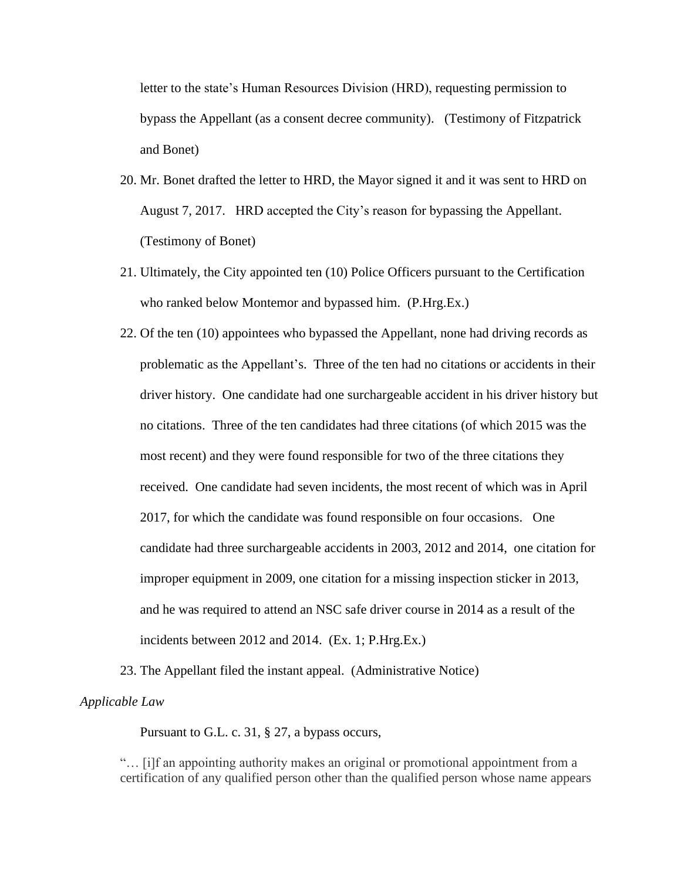letter to the state's Human Resources Division (HRD), requesting permission to bypass the Appellant (as a consent decree community). (Testimony of Fitzpatrick and Bonet)

20. Mr. Bonet drafted the letter to HRD, the Mayor signed it and it was sent to HRD on August 7, 2017. HRD accepted the City's reason for bypassing the Appellant. (Testimony of Bonet)

21. Ultimately, the City appointed ten (10) Police Officers pursuant to the Certification who ranked below Montemor and bypassed him. (P.Hrg.Ex.)

22. Of the ten (10) appointees who bypassed the Appellant, none had driving records as problematic as the Appellant's. Three of the ten had no citations or accidents in their driver history. One candidate had one surchargeable accident in his driver history but no citations. Three of the ten candidates had three citations (of which 2015 was the most recent) and they were found responsible for two of the three citations they received. One candidate had seven incidents, the most recent of which was in April 2017, for which the candidate was found responsible on four occasions. One candidate had three surchargeable accidents in 2003, 2012 and 2014, one citation for improper equipment in 2009, one citation for a missing inspection sticker in 2013, and he was required to attend an NSC safe driver course in 2014 as a result of the incidents between 2012 and 2014. (Ex. 1; P.Hrg.Ex.)

23. The Appellant filed the instant appeal. (Administrative Notice)

*Applicable Law*

Pursuant to G.L. c. 31, § 27, a bypass occurs,

> "… [i]f an appointing authority makes an original or promotional appointment from a certification of any qualified person other than the qualified person whose name appears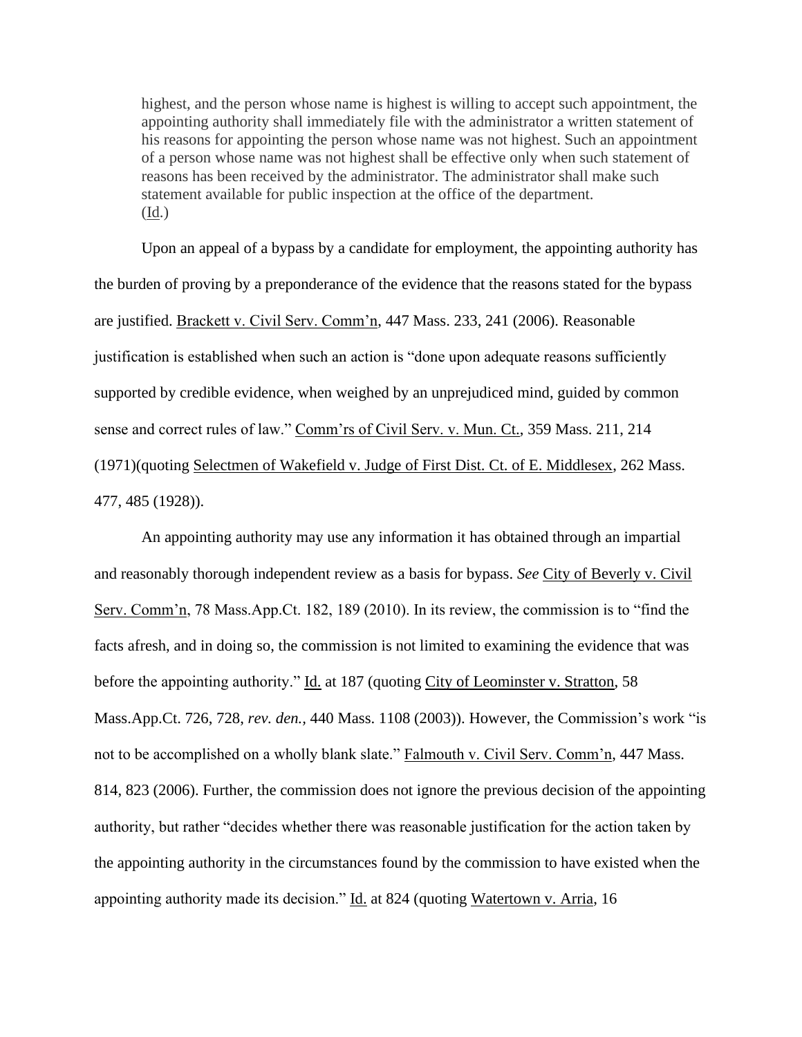> highest, and the person whose name is highest is willing to accept such appointment, the appointing authority shall immediately file with the administrator a written statement of his reasons for appointing the person whose name was not highest. Such an appointment of a person whose name was not highest shall be effective only when such statement of reasons has been received by the administrator. The administrator shall make such statement available for public inspection at the office of the department.
> (Id.)

Upon an appeal of a bypass by a candidate for employment, the appointing authority has the burden of proving by a preponderance of the evidence that the reasons stated for the bypass are justified. Brackett v. Civil Serv. Comm'n, 447 Mass. 233, 241 (2006). Reasonable justification is established when such an action is "done upon adequate reasons sufficiently supported by credible evidence, when weighed by an unprejudiced mind, guided by common sense and correct rules of law." Comm'rs of Civil Serv. v. Mun. Ct., 359 Mass. 211, 214 (1971)(quoting Selectmen of Wakefield v. Judge of First Dist. Ct. of E. Middlesex, 262 Mass. 477, 485 (1928)).

An appointing authority may use any information it has obtained through an impartial and reasonably thorough independent review as a basis for bypass. *See* City of Beverly v. Civil Serv. Comm'n, 78 Mass.App.Ct. 182, 189 (2010). In its review, the commission is to "find the facts afresh, and in doing so, the commission is not limited to examining the evidence that was before the appointing authority." Id. at 187 (quoting City of Leominster v. Stratton, 58 Mass.App.Ct. 726, 728, *rev. den.*, 440 Mass. 1108 (2003)). However, the Commission's work "is not to be accomplished on a wholly blank slate." Falmouth v. Civil Serv. Comm'n, 447 Mass. 814, 823 (2006). Further, the commission does not ignore the previous decision of the appointing authority, but rather "decides whether there was reasonable justification for the action taken by the appointing authority in the circumstances found by the commission to have existed when the appointing authority made its decision." Id. at 824 (quoting Watertown v. Arria, 16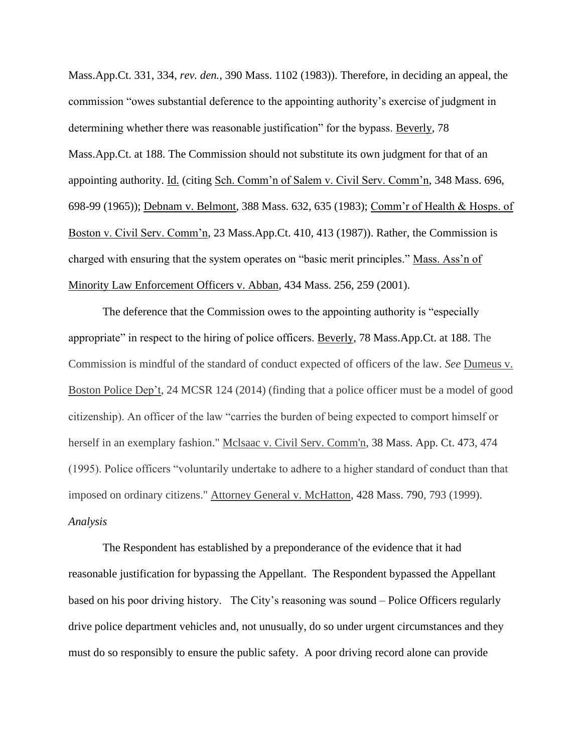Mass.App.Ct. 331, 334, *rev. den.*, 390 Mass. 1102 (1983)). Therefore, in deciding an appeal, the commission "owes substantial deference to the appointing authority's exercise of judgment in determining whether there was reasonable justification" for the bypass. Beverly, 78 Mass.App.Ct. at 188. The Commission should not substitute its own judgment for that of an appointing authority. Id. (citing Sch. Comm'n of Salem v. Civil Serv. Comm'n, 348 Mass. 696, 698-99 (1965)); Debnam v. Belmont, 388 Mass. 632, 635 (1983); Comm'r of Health & Hosps. of Boston v. Civil Serv. Comm'n, 23 Mass.App.Ct. 410, 413 (1987)). Rather, the Commission is charged with ensuring that the system operates on "basic merit principles." Mass. Ass'n of Minority Law Enforcement Officers v. Abban, 434 Mass. 256, 259 (2001).

The deference that the Commission owes to the appointing authority is "especially appropriate" in respect to the hiring of police officers. Beverly, 78 Mass.App.Ct. at 188. The Commission is mindful of the standard of conduct expected of officers of the law. *See* Dumeus v. Boston Police Dep't, 24 MCSR 124 (2014) (finding that a police officer must be a model of good citizenship). An officer of the law "carries the burden of being expected to comport himself or herself in an exemplary fashion." Mclsaac v. Civil Serv. Comm'n, 38 Mass. App. Ct. 473, 474 (1995). Police officers "voluntarily undertake to adhere to a higher standard of conduct than that imposed on ordinary citizens." Attorney General v. McHatton, 428 Mass. 790, 793 (1999).

*Analysis*

The Respondent has established by a preponderance of the evidence that it had reasonable justification for bypassing the Appellant. The Respondent bypassed the Appellant based on his poor driving history. The City's reasoning was sound – Police Officers regularly drive police department vehicles and, not unusually, do so under urgent circumstances and they must do so responsibly to ensure the public safety. A poor driving record alone can provide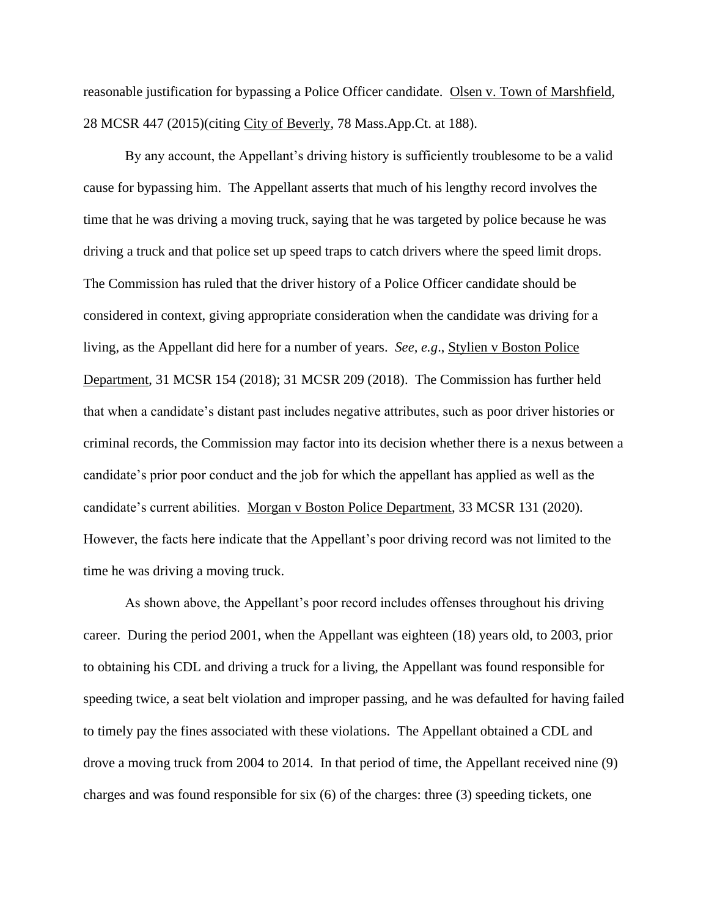reasonable justification for bypassing a Police Officer candidate. Olsen v. Town of Marshfield, 28 MCSR 447 (2015)(citing City of Beverly, 78 Mass.App.Ct. at 188).

By any account, the Appellant's driving history is sufficiently troublesome to be a valid cause for bypassing him. The Appellant asserts that much of his lengthy record involves the time that he was driving a moving truck, saying that he was targeted by police because he was driving a truck and that police set up speed traps to catch drivers where the speed limit drops. The Commission has ruled that the driver history of a Police Officer candidate should be considered in context, giving appropriate consideration when the candidate was driving for a living, as the Appellant did here for a number of years. *See, e.g*., Stylien v Boston Police Department, 31 MCSR 154 (2018); 31 MCSR 209 (2018). The Commission has further held that when a candidate's distant past includes negative attributes, such as poor driver histories or criminal records, the Commission may factor into its decision whether there is a nexus between a candidate's prior poor conduct and the job for which the appellant has applied as well as the candidate's current abilities. Morgan v Boston Police Department, 33 MCSR 131 (2020). However, the facts here indicate that the Appellant's poor driving record was not limited to the time he was driving a moving truck.

As shown above, the Appellant's poor record includes offenses throughout his driving career. During the period 2001, when the Appellant was eighteen (18) years old, to 2003, prior to obtaining his CDL and driving a truck for a living, the Appellant was found responsible for speeding twice, a seat belt violation and improper passing, and he was defaulted for having failed to timely pay the fines associated with these violations. The Appellant obtained a CDL and drove a moving truck from 2004 to 2014. In that period of time, the Appellant received nine (9) charges and was found responsible for six (6) of the charges: three (3) speeding tickets, one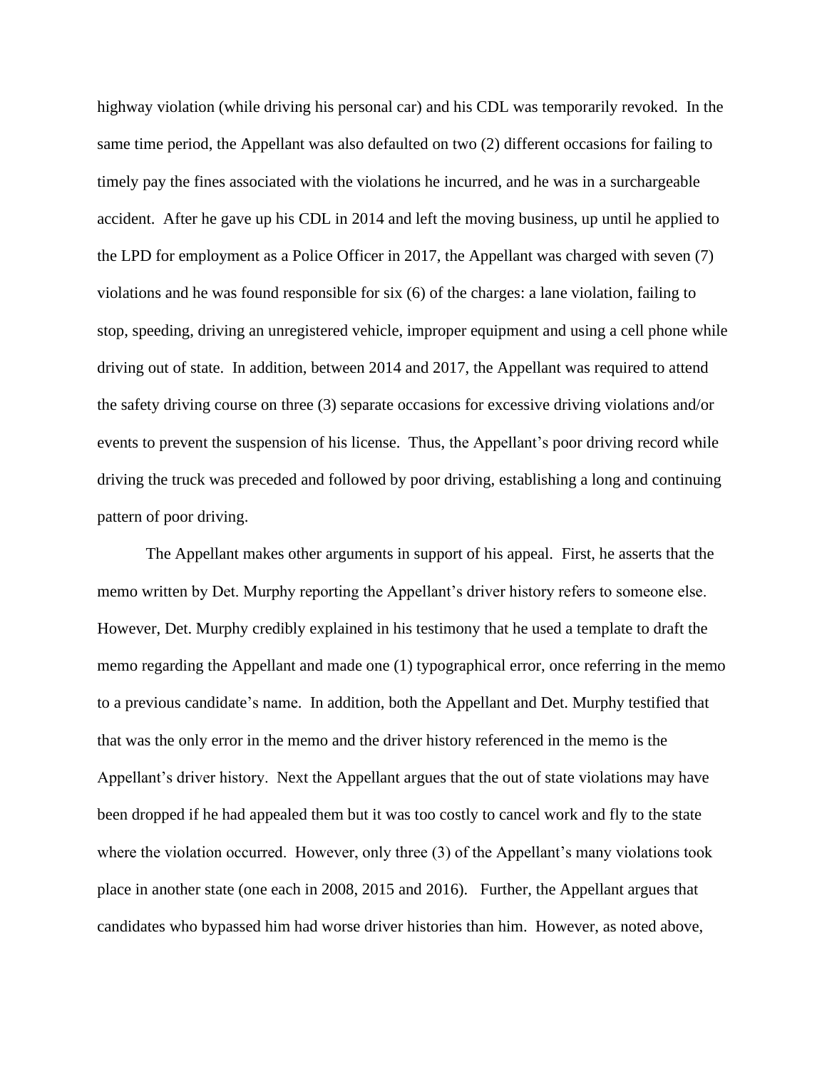highway violation (while driving his personal car) and his CDL was temporarily revoked. In the same time period, the Appellant was also defaulted on two (2) different occasions for failing to timely pay the fines associated with the violations he incurred, and he was in a surchargeable accident. After he gave up his CDL in 2014 and left the moving business, up until he applied to the LPD for employment as a Police Officer in 2017, the Appellant was charged with seven (7) violations and he was found responsible for six (6) of the charges: a lane violation, failing to stop, speeding, driving an unregistered vehicle, improper equipment and using a cell phone while driving out of state. In addition, between 2014 and 2017, the Appellant was required to attend the safety driving course on three (3) separate occasions for excessive driving violations and/or events to prevent the suspension of his license. Thus, the Appellant's poor driving record while driving the truck was preceded and followed by poor driving, establishing a long and continuing pattern of poor driving.

The Appellant makes other arguments in support of his appeal. First, he asserts that the memo written by Det. Murphy reporting the Appellant's driver history refers to someone else. However, Det. Murphy credibly explained in his testimony that he used a template to draft the memo regarding the Appellant and made one (1) typographical error, once referring in the memo to a previous candidate's name. In addition, both the Appellant and Det. Murphy testified that that was the only error in the memo and the driver history referenced in the memo is the Appellant's driver history. Next the Appellant argues that the out of state violations may have been dropped if he had appealed them but it was too costly to cancel work and fly to the state where the violation occurred. However, only three (3) of the Appellant's many violations took place in another state (one each in 2008, 2015 and 2016). Further, the Appellant argues that candidates who bypassed him had worse driver histories than him. However, as noted above,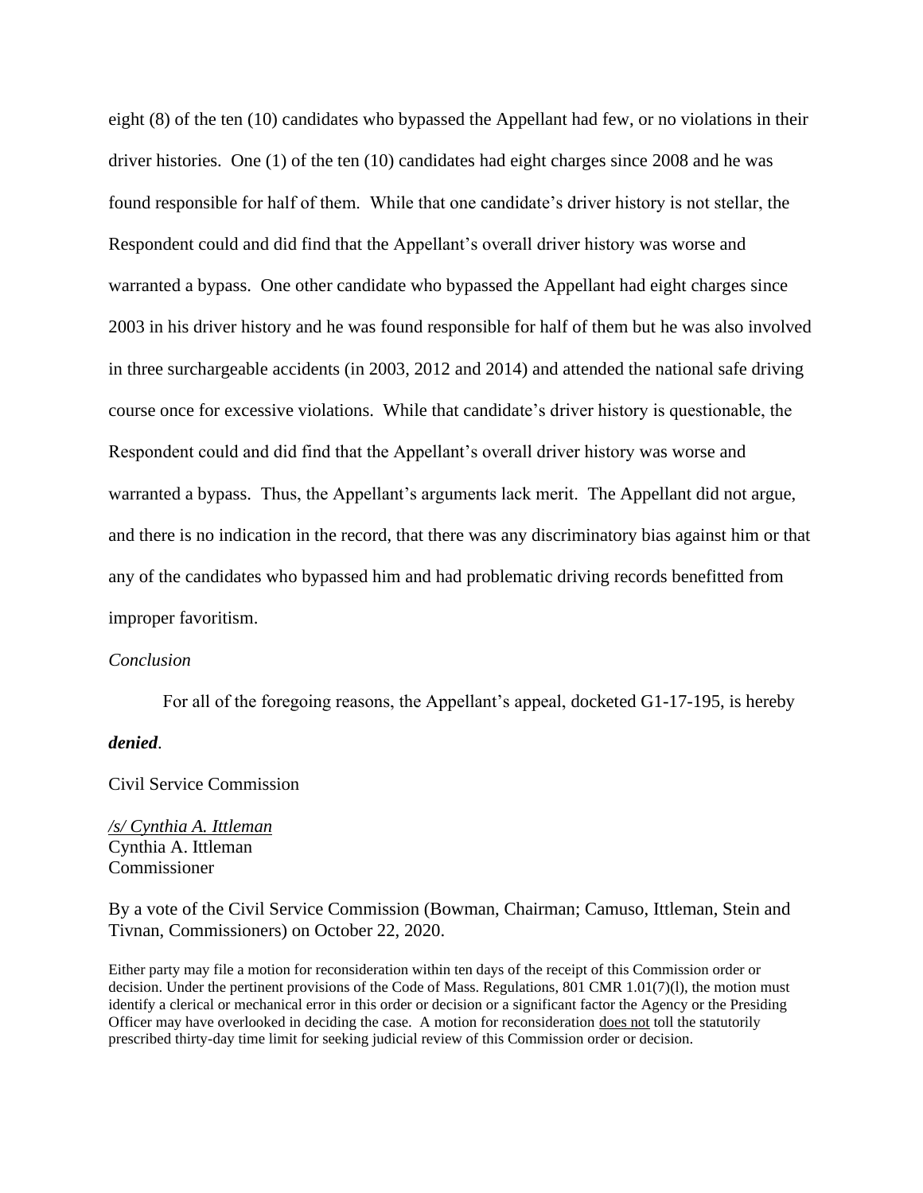eight (8) of the ten (10) candidates who bypassed the Appellant had few, or no violations in their driver histories. One (1) of the ten (10) candidates had eight charges since 2008 and he was found responsible for half of them. While that one candidate's driver history is not stellar, the Respondent could and did find that the Appellant's overall driver history was worse and warranted a bypass. One other candidate who bypassed the Appellant had eight charges since 2003 in his driver history and he was found responsible for half of them but he was also involved in three surchargeable accidents (in 2003, 2012 and 2014) and attended the national safe driving course once for excessive violations. While that candidate's driver history is questionable, the Respondent could and did find that the Appellant's overall driver history was worse and warranted a bypass. Thus, the Appellant's arguments lack merit. The Appellant did not argue, and there is no indication in the record, that there was any discriminatory bias against him or that any of the candidates who bypassed him and had problematic driving records benefitted from improper favoritism.

*Conclusion*

For all of the foregoing reasons, the Appellant's appeal, docketed G1-17-195, is hereby ***denied***.

Civil Service Commission

*/s/ Cynthia A. Ittleman*
Cynthia A. Ittleman
Commissioner

By a vote of the Civil Service Commission (Bowman, Chairman; Camuso, Ittleman, Stein and Tivnan, Commissioners) on October 22, 2020.

Either party may file a motion for reconsideration within ten days of the receipt of this Commission order or decision. Under the pertinent provisions of the Code of Mass. Regulations, 801 CMR 1.01(7)(l), the motion must identify a clerical or mechanical error in this order or decision or a significant factor the Agency or the Presiding Officer may have overlooked in deciding the case. A motion for reconsideration does not toll the statutorily prescribed thirty-day time limit for seeking judicial review of this Commission order or decision.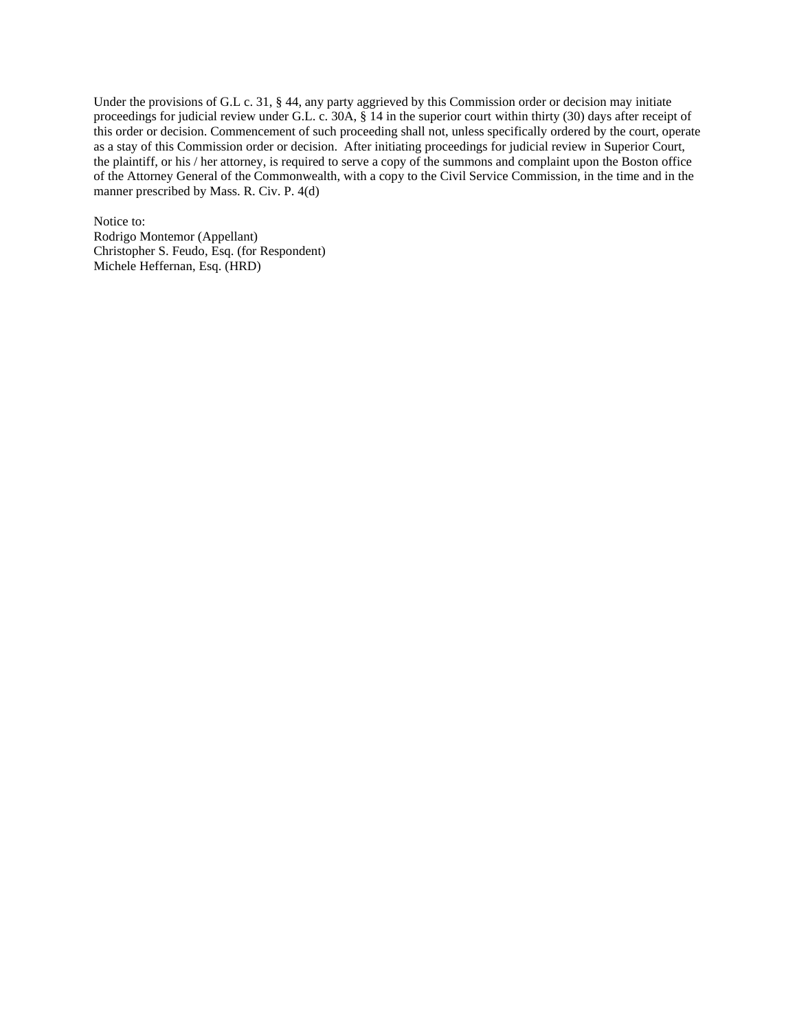Under the provisions of G.L c. 31, § 44, any party aggrieved by this Commission order or decision may initiate proceedings for judicial review under G.L. c. 30A, § 14 in the superior court within thirty (30) days after receipt of this order or decision. Commencement of such proceeding shall not, unless specifically ordered by the court, operate as a stay of this Commission order or decision. After initiating proceedings for judicial review in Superior Court, the plaintiff, or his / her attorney, is required to serve a copy of the summons and complaint upon the Boston office of the Attorney General of the Commonwealth, with a copy to the Civil Service Commission, in the time and in the manner prescribed by Mass. R. Civ. P. 4(d)

Notice to:
Rodrigo Montemor (Appellant)
Christopher S. Feudo, Esq. (for Respondent)
Michele Heffernan, Esq. (HRD)